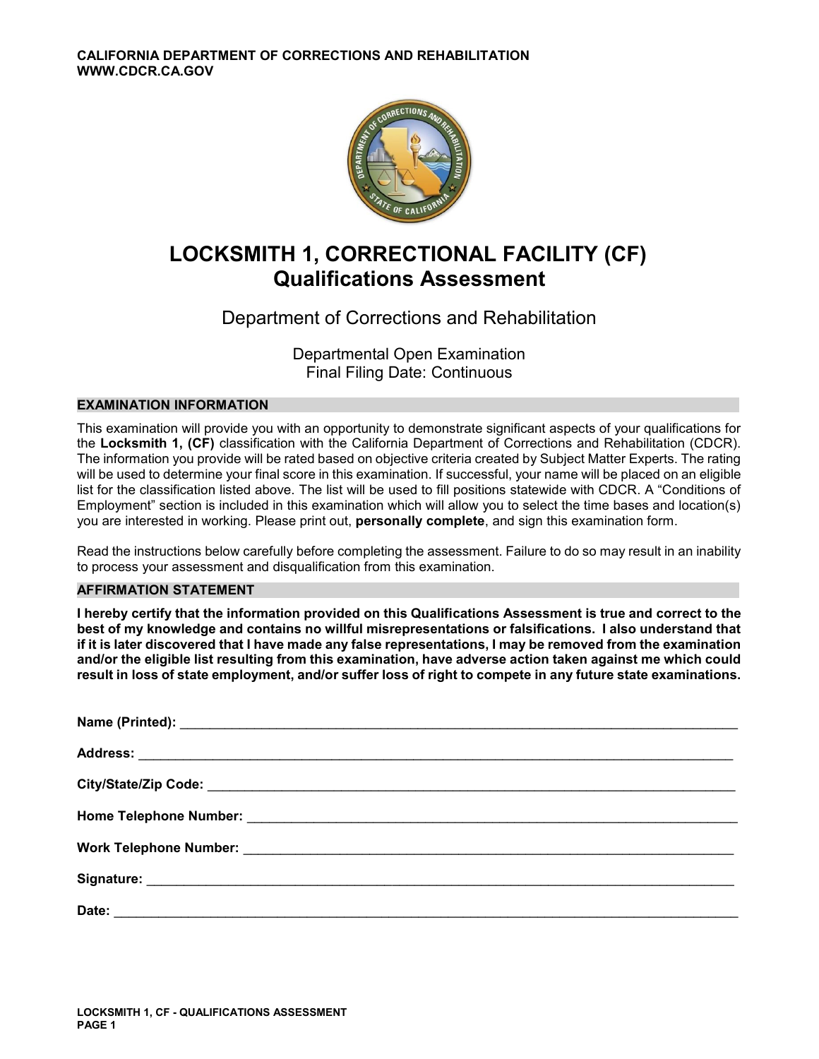CALIFORNIA DEPARTMENT OF CORRECTIONS AND REHABILITATION
WWW.CDCR.CA.GOV

# LOCKSMITH 1, CORRECTIONAL FACILITY (CF)
# Qualifications Assessment

Department of Corrections and Rehabilitation

Departmental Open Examination
Final Filing Date: Continuous

## EXAMINATION INFORMATION

This examination will provide you with an opportunity to demonstrate significant aspects of your qualifications for the **Locksmith 1, (CF)** classification with the California Department of Corrections and Rehabilitation (CDCR). The information you provide will be rated based on objective criteria created by Subject Matter Experts. The rating will be used to determine your final score in this examination. If successful, your name will be placed on an eligible list for the classification listed above. The list will be used to fill positions statewide with CDCR. A "Conditions of Employment" section is included in this examination which will allow you to select the time bases and location(s) you are interested in working. Please print out, **personally complete**, and sign this examination form.

Read the instructions below carefully before completing the assessment. Failure to do so may result in an inability to process your assessment and disqualification from this examination.

## AFFIRMATION STATEMENT

**I hereby certify that the information provided on this Qualifications Assessment is true and correct to the best of my knowledge and contains no willful misrepresentations or falsifications. I also understand that if it is later discovered that I have made any false representations, I may be removed from the examination and/or the eligible list resulting from this examination, have adverse action taken against me which could result in loss of state employment, and/or suffer loss of right to compete in any future state examinations.**

**Name (Printed):** ______________________________

**Address:** ______________________________

**City/State/Zip Code:** ______________________________

**Home Telephone Number:** ______________________________

**Work Telephone Number:** ______________________________

**Signature:** ______________________________

**Date:** ______________________________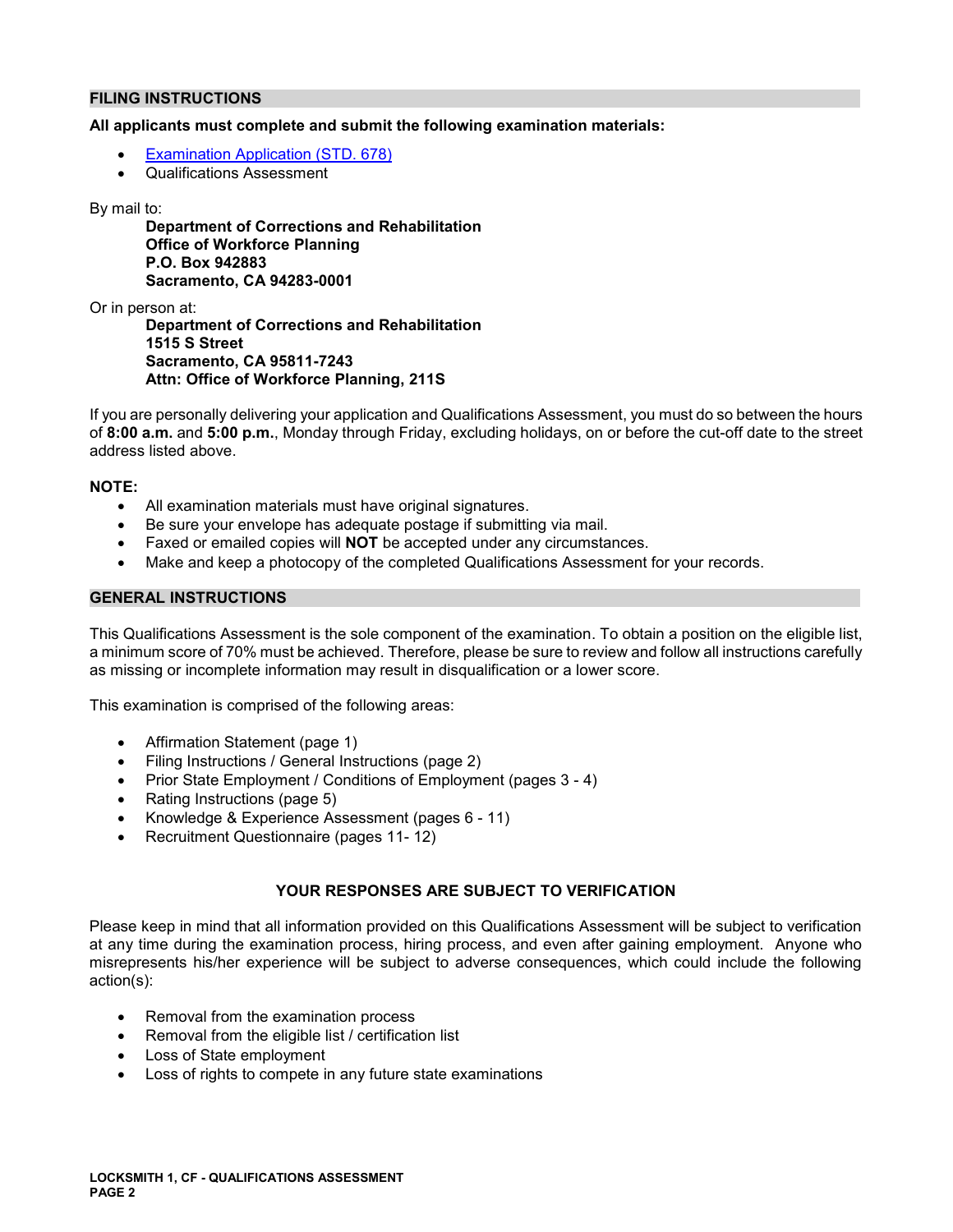## FILING INSTRUCTIONS

**All applicants must complete and submit the following examination materials:**

- [Examination Application (STD. 678)]
- Qualifications Assessment

By mail to:

> **Department of Corrections and Rehabilitation**
> **Office of Workforce Planning**
> **P.O. Box 942883**
> **Sacramento, CA 94283-0001**

Or in person at:

> **Department of Corrections and Rehabilitation**
> **1515 S Street**
> **Sacramento, CA 95811-7243**
> **Attn: Office of Workforce Planning, 211S**

If you are personally delivering your application and Qualifications Assessment, you must do so between the hours of **8:00 a.m.** and **5:00 p.m.**, Monday through Friday, excluding holidays, on or before the cut-off date to the street address listed above.

**NOTE:**

- All examination materials must have original signatures.
- Be sure your envelope has adequate postage if submitting via mail.
- Faxed or emailed copies will **NOT** be accepted under any circumstances.
- Make and keep a photocopy of the completed Qualifications Assessment for your records.

## GENERAL INSTRUCTIONS

This Qualifications Assessment is the sole component of the examination. To obtain a position on the eligible list, a minimum score of 70% must be achieved. Therefore, please be sure to review and follow all instructions carefully as missing or incomplete information may result in disqualification or a lower score.

This examination is comprised of the following areas:

- Affirmation Statement (page 1)
- Filing Instructions / General Instructions (page 2)
- Prior State Employment / Conditions of Employment (pages 3 - 4)
- Rating Instructions (page 5)
- Knowledge & Experience Assessment (pages 6 - 11)
- Recruitment Questionnaire (pages 11- 12)

**YOUR RESPONSES ARE SUBJECT TO VERIFICATION**

Please keep in mind that all information provided on this Qualifications Assessment will be subject to verification at any time during the examination process, hiring process, and even after gaining employment. Anyone who misrepresents his/her experience will be subject to adverse consequences, which could include the following action(s):

- Removal from the examination process
- Removal from the eligible list / certification list
- Loss of State employment
- Loss of rights to compete in any future state examinations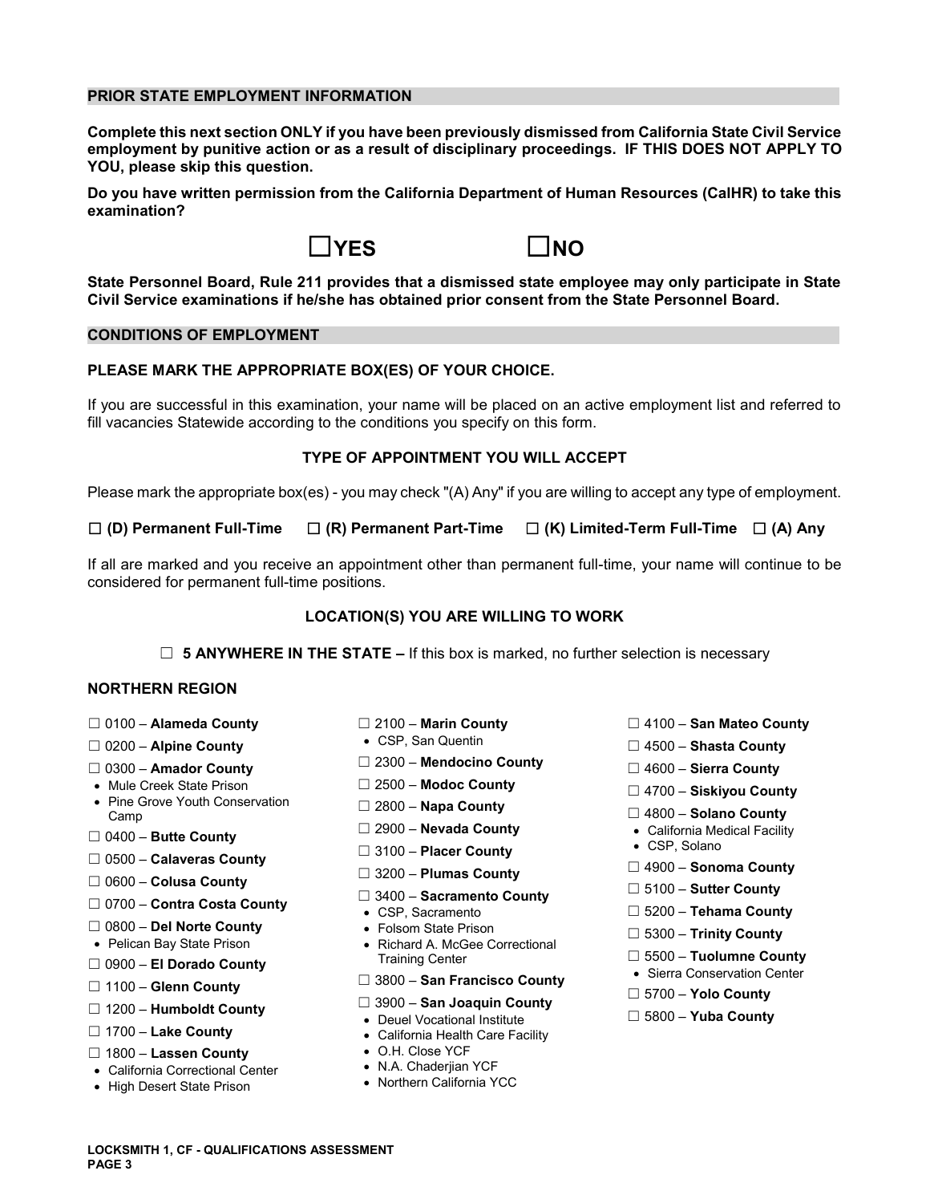## PRIOR STATE EMPLOYMENT INFORMATION

**Complete this next section ONLY if you have been previously dismissed from California State Civil Service employment by punitive action or as a result of disciplinary proceedings. IF THIS DOES NOT APPLY TO YOU, please skip this question.**

**Do you have written permission from the California Department of Human Resources (CalHR) to take this examination?**

☐ **YES** ☐ **NO**

**State Personnel Board, Rule 211 provides that a dismissed state employee may only participate in State Civil Service examinations if he/she has obtained prior consent from the State Personnel Board.**

## CONDITIONS OF EMPLOYMENT

### PLEASE MARK THE APPROPRIATE BOX(ES) OF YOUR CHOICE.

If you are successful in this examination, your name will be placed on an active employment list and referred to fill vacancies Statewide according to the conditions you specify on this form.

### TYPE OF APPOINTMENT YOU WILL ACCEPT

Please mark the appropriate box(es) - you may check "(A) Any" if you are willing to accept any type of employment.

☐ **(D) Permanent Full-Time** ☐ **(R) Permanent Part-Time** ☐ **(K) Limited-Term Full-Time** ☐ **(A) Any**

If all are marked and you receive an appointment other than permanent full-time, your name will continue to be considered for permanent full-time positions.

### LOCATION(S) YOU ARE WILLING TO WORK

☐ **5 ANYWHERE IN THE STATE –** If this box is marked, no further selection is necessary

### NORTHERN REGION

☐ 0100 – **Alameda County**

☐ 0200 – **Alpine County**

☐ 0300 – **Amador County**
- Mule Creek State Prison
- Pine Grove Youth Conservation Camp

☐ 0400 – **Butte County**

☐ 0500 – **Calaveras County**

☐ 0600 – **Colusa County**

☐ 0700 – **Contra Costa County**

☐ 0800 – **Del Norte County**
- Pelican Bay State Prison

☐ 0900 – **El Dorado County**

☐ 1100 – **Glenn County**

☐ 1200 – **Humboldt County**

☐ 1700 – **Lake County**

☐ 1800 – **Lassen County**
- California Correctional Center
- High Desert State Prison

☐ 2100 – **Marin County**
- CSP, San Quentin

☐ 2300 – **Mendocino County**

☐ 2500 – **Modoc County**

☐ 2800 – **Napa County**

☐ 2900 – **Nevada County**

☐ 3100 – **Placer County**

☐ 3200 – **Plumas County**

☐ 3400 – **Sacramento County**
- CSP, Sacramento
- Folsom State Prison
- Richard A. McGee Correctional Training Center

☐ 3800 – **San Francisco County**

☐ 3900 – **San Joaquin County**
- Deuel Vocational Institute
- California Health Care Facility
- O.H. Close YCF
- N.A. Chaderjian YCF
- Northern California YCC

☐ 4100 – **San Mateo County**

☐ 4500 – **Shasta County**

☐ 4600 – **Sierra County**

☐ 4700 – **Siskiyou County**

☐ 4800 – **Solano County**
- California Medical Facility
- CSP, Solano

☐ 4900 – **Sonoma County**

☐ 5100 – **Sutter County**

☐ 5200 – **Tehama County**

☐ 5300 – **Trinity County**

☐ 5500 – **Tuolumne County**
- Sierra Conservation Center

☐ 5700 – **Yolo County**

☐ 5800 – **Yuba County**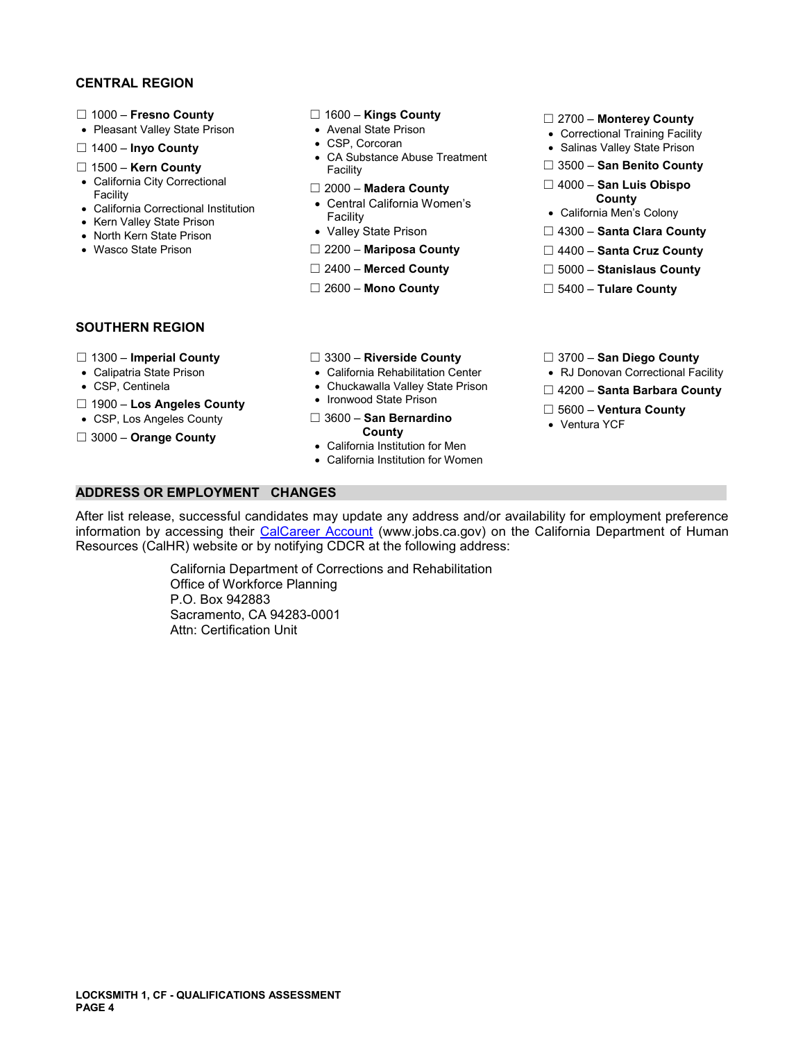## CENTRAL REGION

- ☐ 1000 – **Fresno County**
  - Pleasant Valley State Prison
- ☐ 1400 – **Inyo County**
- ☐ 1500 – **Kern County**
  - California City Correctional Facility
  - California Correctional Institution
  - Kern Valley State Prison
  - North Kern State Prison
  - Wasco State Prison
- ☐ 1600 – **Kings County**
  - Avenal State Prison
  - CSP, Corcoran
  - CA Substance Abuse Treatment Facility
- ☐ 2000 – **Madera County**
  - Central California Women's Facility
  - Valley State Prison
- ☐ 2200 – **Mariposa County**
- ☐ 2400 – **Merced County**
- ☐ 2600 – **Mono County**
- ☐ 2700 – **Monterey County**
  - Correctional Training Facility
  - Salinas Valley State Prison
- ☐ 3500 – **San Benito County**
- ☐ 4000 – **San Luis Obispo County**
  - California Men's Colony
- ☐ 4300 – **Santa Clara County**
- ☐ 4400 – **Santa Cruz County**
- ☐ 5000 – **Stanislaus County**
- ☐ 5400 – **Tulare County**

## SOUTHERN REGION

- ☐ 1300 – **Imperial County**
  - Calipatria State Prison
  - CSP, Centinela
- ☐ 1900 – **Los Angeles County**
  - CSP, Los Angeles County
- ☐ 3000 – **Orange County**
- ☐ 3300 – **Riverside County**
  - California Rehabilitation Center
  - Chuckawalla Valley State Prison
  - Ironwood State Prison
- ☐ 3600 – **San Bernardino County**
  - California Institution for Men
  - California Institution for Women
- ☐ 3700 – **San Diego County**
  - RJ Donovan Correctional Facility
- ☐ 4200 – **Santa Barbara County**
- ☐ 5600 – **Ventura County**
  - Ventura YCF

## ADDRESS OR EMPLOYMENT CHANGES

After list release, successful candidates may update any address and/or availability for employment preference information by accessing their CalCareer Account (www.jobs.ca.gov) on the California Department of Human Resources (CalHR) website or by notifying CDCR at the following address:

California Department of Corrections and Rehabilitation
Office of Workforce Planning
P.O. Box 942883
Sacramento, CA 94283-0001
Attn: Certification Unit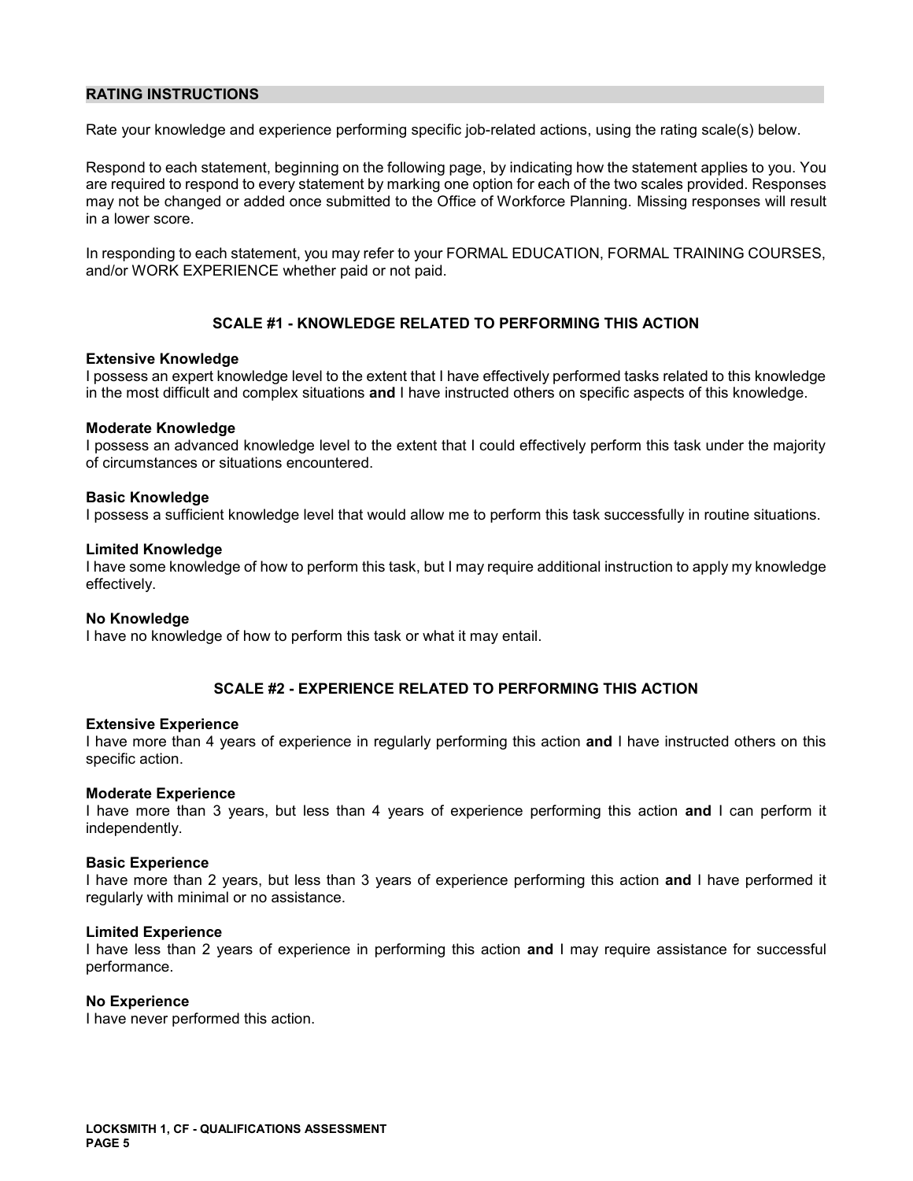## RATING INSTRUCTIONS

Rate your knowledge and experience performing specific job-related actions, using the rating scale(s) below.

Respond to each statement, beginning on the following page, by indicating how the statement applies to you. You are required to respond to every statement by marking one option for each of the two scales provided. Responses may not be changed or added once submitted to the Office of Workforce Planning. Missing responses will result in a lower score.

In responding to each statement, you may refer to your FORMAL EDUCATION, FORMAL TRAINING COURSES, and/or WORK EXPERIENCE whether paid or not paid.

### SCALE #1 - KNOWLEDGE RELATED TO PERFORMING THIS ACTION

**Extensive Knowledge**
I possess an expert knowledge level to the extent that I have effectively performed tasks related to this knowledge in the most difficult and complex situations **and** I have instructed others on specific aspects of this knowledge.

**Moderate Knowledge**
I possess an advanced knowledge level to the extent that I could effectively perform this task under the majority of circumstances or situations encountered.

**Basic Knowledge**
I possess a sufficient knowledge level that would allow me to perform this task successfully in routine situations.

**Limited Knowledge**
I have some knowledge of how to perform this task, but I may require additional instruction to apply my knowledge effectively.

**No Knowledge**
I have no knowledge of how to perform this task or what it may entail.

### SCALE #2 - EXPERIENCE RELATED TO PERFORMING THIS ACTION

**Extensive Experience**
I have more than 4 years of experience in regularly performing this action **and** I have instructed others on this specific action.

**Moderate Experience**
I have more than 3 years, but less than 4 years of experience performing this action **and** I can perform it independently.

**Basic Experience**
I have more than 2 years, but less than 3 years of experience performing this action **and** I have performed it regularly with minimal or no assistance.

**Limited Experience**
I have less than 2 years of experience in performing this action **and** I may require assistance for successful performance.

**No Experience**
I have never performed this action.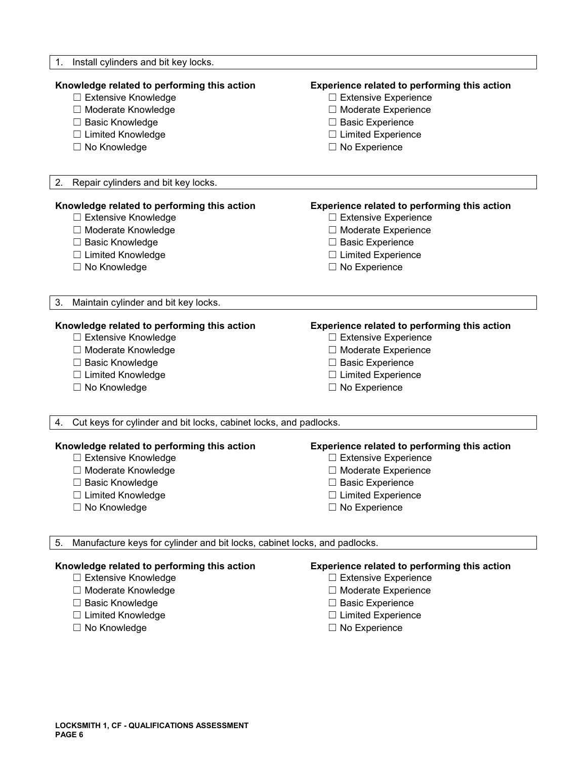1. Install cylinders and bit key locks.

**Knowledge related to performing this action**

- ☐ Extensive Knowledge
- ☐ Moderate Knowledge
- ☐ Basic Knowledge
- ☐ Limited Knowledge
- ☐ No Knowledge

**Experience related to performing this action**

- ☐ Extensive Experience
- ☐ Moderate Experience
- ☐ Basic Experience
- ☐ Limited Experience
- ☐ No Experience

2. Repair cylinders and bit key locks.

**Knowledge related to performing this action**

- ☐ Extensive Knowledge
- ☐ Moderate Knowledge
- ☐ Basic Knowledge
- ☐ Limited Knowledge
- ☐ No Knowledge

**Experience related to performing this action**

- ☐ Extensive Experience
- ☐ Moderate Experience
- ☐ Basic Experience
- ☐ Limited Experience
- ☐ No Experience

3. Maintain cylinder and bit key locks.

**Knowledge related to performing this action**

- ☐ Extensive Knowledge
- ☐ Moderate Knowledge
- ☐ Basic Knowledge
- ☐ Limited Knowledge
- ☐ No Knowledge

**Experience related to performing this action**

- ☐ Extensive Experience
- ☐ Moderate Experience
- ☐ Basic Experience
- ☐ Limited Experience
- ☐ No Experience

4. Cut keys for cylinder and bit locks, cabinet locks, and padlocks.

**Knowledge related to performing this action**

- ☐ Extensive Knowledge
- ☐ Moderate Knowledge
- ☐ Basic Knowledge
- ☐ Limited Knowledge
- ☐ No Knowledge

**Experience related to performing this action**

- ☐ Extensive Experience
- ☐ Moderate Experience
- ☐ Basic Experience
- ☐ Limited Experience
- ☐ No Experience

5. Manufacture keys for cylinder and bit locks, cabinet locks, and padlocks.

**Knowledge related to performing this action**

- ☐ Extensive Knowledge
- ☐ Moderate Knowledge
- ☐ Basic Knowledge
- ☐ Limited Knowledge
- ☐ No Knowledge

**Experience related to performing this action**

- ☐ Extensive Experience
- ☐ Moderate Experience
- ☐ Basic Experience
- ☐ Limited Experience
- ☐ No Experience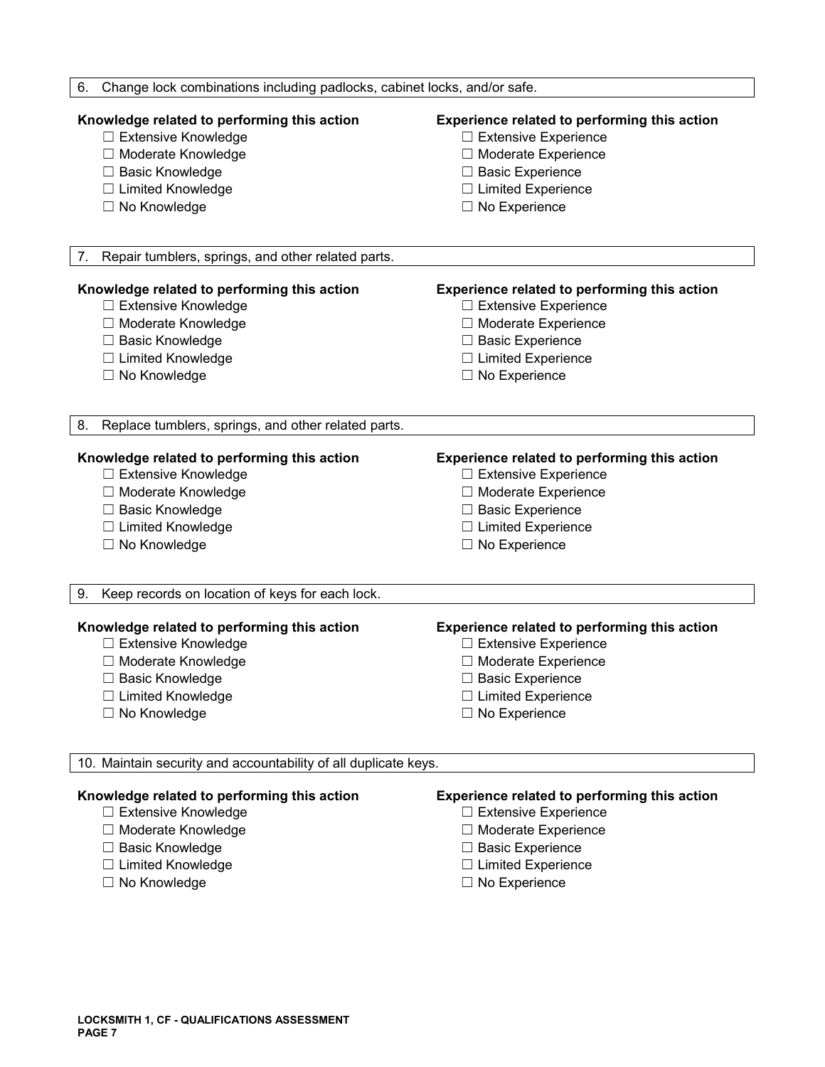6. Change lock combinations including padlocks, cabinet locks, and/or safe.

**Knowledge related to performing this action**

- ☐ Extensive Knowledge
- ☐ Moderate Knowledge
- ☐ Basic Knowledge
- ☐ Limited Knowledge
- ☐ No Knowledge

**Experience related to performing this action**

- ☐ Extensive Experience
- ☐ Moderate Experience
- ☐ Basic Experience
- ☐ Limited Experience
- ☐ No Experience

7. Repair tumblers, springs, and other related parts.

**Knowledge related to performing this action**

- ☐ Extensive Knowledge
- ☐ Moderate Knowledge
- ☐ Basic Knowledge
- ☐ Limited Knowledge
- ☐ No Knowledge

**Experience related to performing this action**

- ☐ Extensive Experience
- ☐ Moderate Experience
- ☐ Basic Experience
- ☐ Limited Experience
- ☐ No Experience

8. Replace tumblers, springs, and other related parts.

**Knowledge related to performing this action**

- ☐ Extensive Knowledge
- ☐ Moderate Knowledge
- ☐ Basic Knowledge
- ☐ Limited Knowledge
- ☐ No Knowledge

**Experience related to performing this action**

- ☐ Extensive Experience
- ☐ Moderate Experience
- ☐ Basic Experience
- ☐ Limited Experience
- ☐ No Experience

9. Keep records on location of keys for each lock.

**Knowledge related to performing this action**

- ☐ Extensive Knowledge
- ☐ Moderate Knowledge
- ☐ Basic Knowledge
- ☐ Limited Knowledge
- ☐ No Knowledge

**Experience related to performing this action**

- ☐ Extensive Experience
- ☐ Moderate Experience
- ☐ Basic Experience
- ☐ Limited Experience
- ☐ No Experience

10. Maintain security and accountability of all duplicate keys.

**Knowledge related to performing this action**

- ☐ Extensive Knowledge
- ☐ Moderate Knowledge
- ☐ Basic Knowledge
- ☐ Limited Knowledge
- ☐ No Knowledge

**Experience related to performing this action**

- ☐ Extensive Experience
- ☐ Moderate Experience
- ☐ Basic Experience
- ☐ Limited Experience
- ☐ No Experience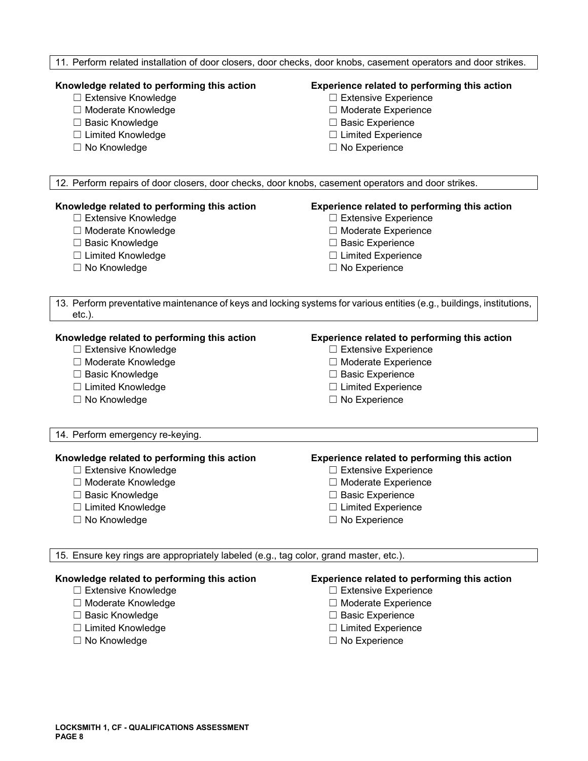11. Perform related installation of door closers, door checks, door knobs, casement operators and door strikes.

**Knowledge related to performing this action**

- ☐ Extensive Knowledge
- ☐ Moderate Knowledge
- ☐ Basic Knowledge
- ☐ Limited Knowledge
- ☐ No Knowledge

**Experience related to performing this action**

- ☐ Extensive Experience
- ☐ Moderate Experience
- ☐ Basic Experience
- ☐ Limited Experience
- ☐ No Experience

12. Perform repairs of door closers, door checks, door knobs, casement operators and door strikes.

**Knowledge related to performing this action**

- ☐ Extensive Knowledge
- ☐ Moderate Knowledge
- ☐ Basic Knowledge
- ☐ Limited Knowledge
- ☐ No Knowledge

**Experience related to performing this action**

- ☐ Extensive Experience
- ☐ Moderate Experience
- ☐ Basic Experience
- ☐ Limited Experience
- ☐ No Experience

13. Perform preventative maintenance of keys and locking systems for various entities (e.g., buildings, institutions, etc.).

**Knowledge related to performing this action**

- ☐ Extensive Knowledge
- ☐ Moderate Knowledge
- ☐ Basic Knowledge
- ☐ Limited Knowledge
- ☐ No Knowledge

**Experience related to performing this action**

- ☐ Extensive Experience
- ☐ Moderate Experience
- ☐ Basic Experience
- ☐ Limited Experience
- ☐ No Experience

14. Perform emergency re-keying.

**Knowledge related to performing this action**

- ☐ Extensive Knowledge
- ☐ Moderate Knowledge
- ☐ Basic Knowledge
- ☐ Limited Knowledge
- ☐ No Knowledge

**Experience related to performing this action**

- ☐ Extensive Experience
- ☐ Moderate Experience
- ☐ Basic Experience
- ☐ Limited Experience
- ☐ No Experience

15. Ensure key rings are appropriately labeled (e.g., tag color, grand master, etc.).

**Knowledge related to performing this action**

- ☐ Extensive Knowledge
- ☐ Moderate Knowledge
- ☐ Basic Knowledge
- ☐ Limited Knowledge
- ☐ No Knowledge

**Experience related to performing this action**

- ☐ Extensive Experience
- ☐ Moderate Experience
- ☐ Basic Experience
- ☐ Limited Experience
- ☐ No Experience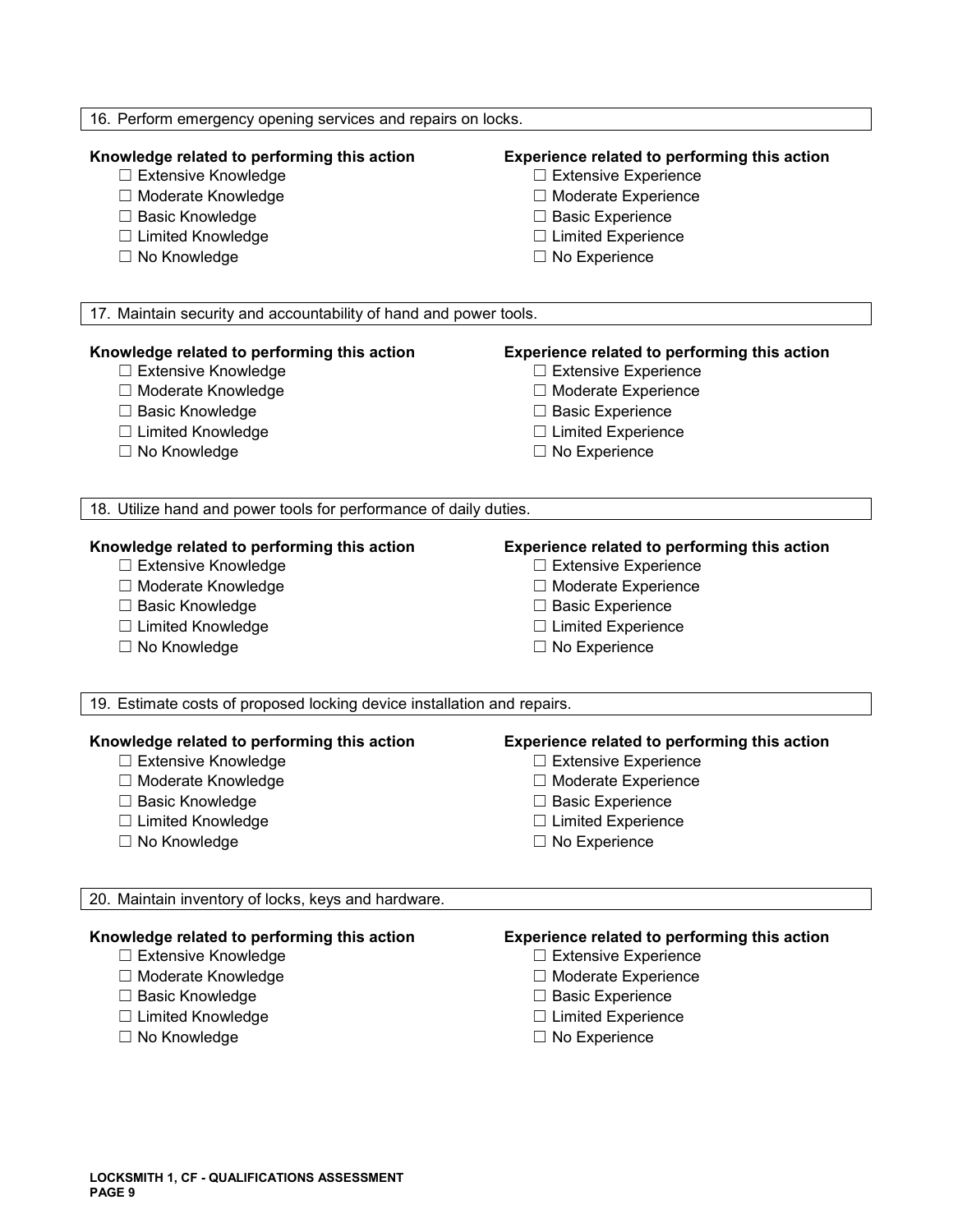16. Perform emergency opening services and repairs on locks.

**Knowledge related to performing this action**
- ☐ Extensive Knowledge
- ☐ Moderate Knowledge
- ☐ Basic Knowledge
- ☐ Limited Knowledge
- ☐ No Knowledge

**Experience related to performing this action**
- ☐ Extensive Experience
- ☐ Moderate Experience
- ☐ Basic Experience
- ☐ Limited Experience
- ☐ No Experience

17. Maintain security and accountability of hand and power tools.

**Knowledge related to performing this action**
- ☐ Extensive Knowledge
- ☐ Moderate Knowledge
- ☐ Basic Knowledge
- ☐ Limited Knowledge
- ☐ No Knowledge

**Experience related to performing this action**
- ☐ Extensive Experience
- ☐ Moderate Experience
- ☐ Basic Experience
- ☐ Limited Experience
- ☐ No Experience

18. Utilize hand and power tools for performance of daily duties.

**Knowledge related to performing this action**
- ☐ Extensive Knowledge
- ☐ Moderate Knowledge
- ☐ Basic Knowledge
- ☐ Limited Knowledge
- ☐ No Knowledge

**Experience related to performing this action**
- ☐ Extensive Experience
- ☐ Moderate Experience
- ☐ Basic Experience
- ☐ Limited Experience
- ☐ No Experience

19. Estimate costs of proposed locking device installation and repairs.

**Knowledge related to performing this action**
- ☐ Extensive Knowledge
- ☐ Moderate Knowledge
- ☐ Basic Knowledge
- ☐ Limited Knowledge
- ☐ No Knowledge

**Experience related to performing this action**
- ☐ Extensive Experience
- ☐ Moderate Experience
- ☐ Basic Experience
- ☐ Limited Experience
- ☐ No Experience

20. Maintain inventory of locks, keys and hardware.

**Knowledge related to performing this action**
- ☐ Extensive Knowledge
- ☐ Moderate Knowledge
- ☐ Basic Knowledge
- ☐ Limited Knowledge
- ☐ No Knowledge

**Experience related to performing this action**
- ☐ Extensive Experience
- ☐ Moderate Experience
- ☐ Basic Experience
- ☐ Limited Experience
- ☐ No Experience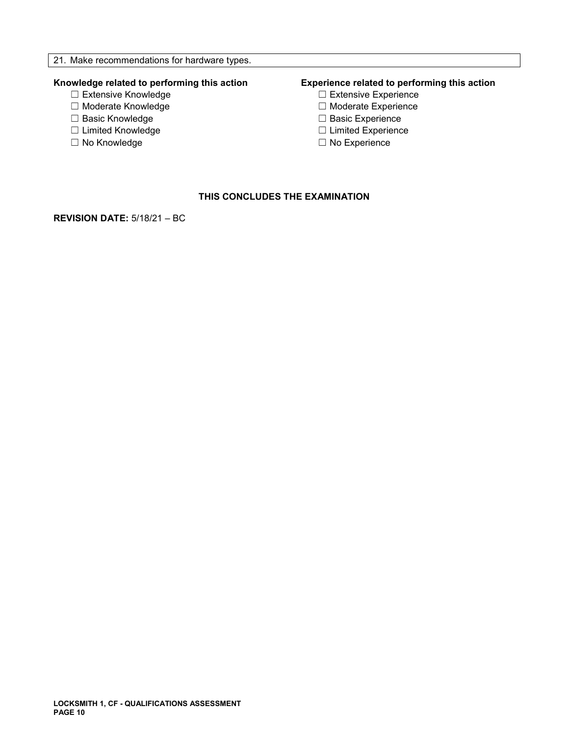21. Make recommendations for hardware types.

**Knowledge related to performing this action**

- ☐ Extensive Knowledge
- ☐ Moderate Knowledge
- ☐ Basic Knowledge
- ☐ Limited Knowledge
- ☐ No Knowledge

**Experience related to performing this action**

- ☐ Extensive Experience
- ☐ Moderate Experience
- ☐ Basic Experience
- ☐ Limited Experience
- ☐ No Experience

**THIS CONCLUDES THE EXAMINATION**

**REVISION DATE:** 5/18/21 – BC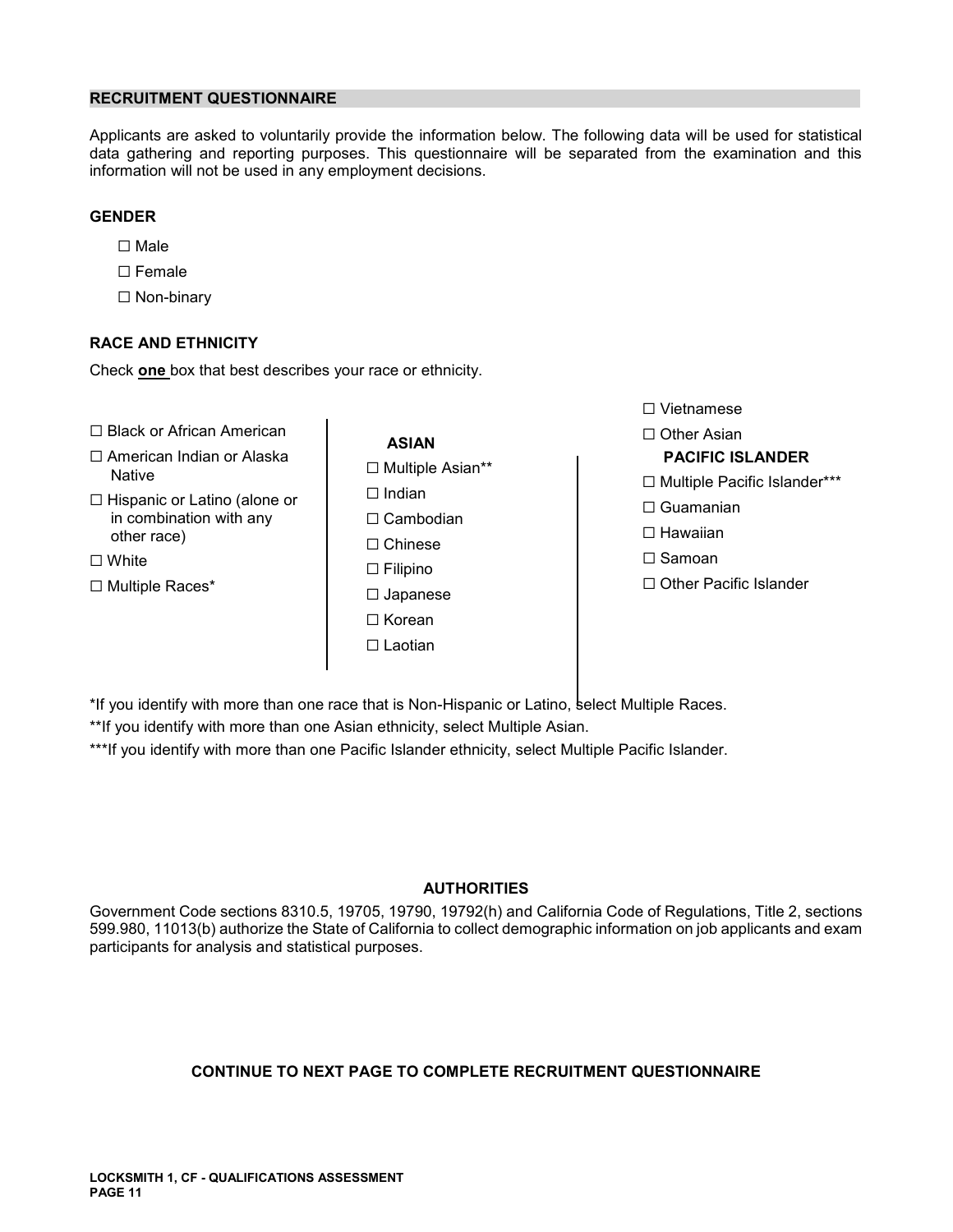## RECRUITMENT QUESTIONNAIRE

Applicants are asked to voluntarily provide the information below. The following data will be used for statistical data gathering and reporting purposes. This questionnaire will be separated from the examination and this information will not be used in any employment decisions.

### GENDER

- ☐ Male
- ☐ Female
- ☐ Non-binary

### RACE AND ETHNICITY

Check **one** box that best describes your race or ethnicity.

- ☐ Black or African American
- ☐ American Indian or Alaska Native
- ☐ Hispanic or Latino (alone or in combination with any other race)
- ☐ White
- ☐ Multiple Races*

**ASIAN**

- ☐ Multiple Asian**
- ☐ Indian
- ☐ Cambodian
- ☐ Chinese
- ☐ Filipino
- ☐ Japanese
- ☐ Korean
- ☐ Laotian
- ☐ Vietnamese
- ☐ Other Asian

**PACIFIC ISLANDER**

- ☐ Multiple Pacific Islander***
- ☐ Guamanian
- ☐ Hawaiian
- ☐ Samoan
- ☐ Other Pacific Islander

*If you identify with more than one race that is Non-Hispanic or Latino, select Multiple Races.

**If you identify with more than one Asian ethnicity, select Multiple Asian.

***If you identify with more than one Pacific Islander ethnicity, select Multiple Pacific Islander.

### AUTHORITIES

Government Code sections 8310.5, 19705, 19790, 19792(h) and California Code of Regulations, Title 2, sections 599.980, 11013(b) authorize the State of California to collect demographic information on job applicants and exam participants for analysis and statistical purposes.

**CONTINUE TO NEXT PAGE TO COMPLETE RECRUITMENT QUESTIONNAIRE**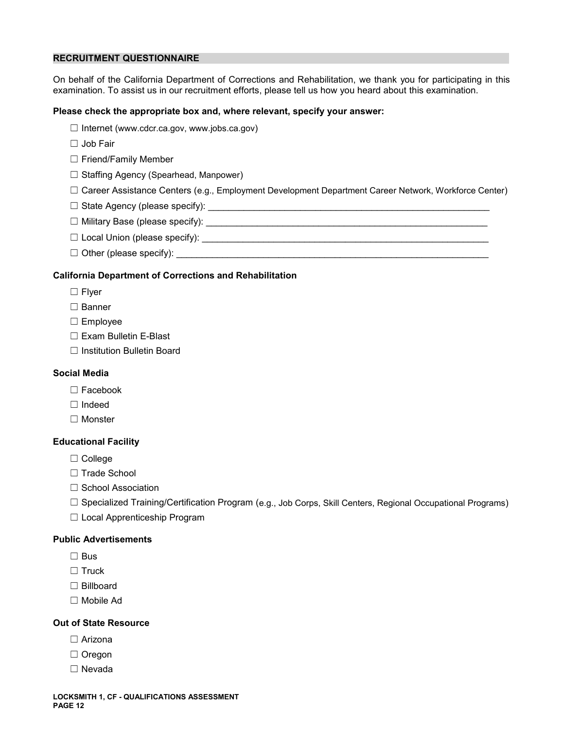## RECRUITMENT QUESTIONNAIRE

On behalf of the California Department of Corrections and Rehabilitation, we thank you for participating in this examination. To assist us in our recruitment efforts, please tell us how you heard about this examination.

**Please check the appropriate box and, where relevant, specify your answer:**

- ☐ Internet (www.cdcr.ca.gov, www.jobs.ca.gov)
- ☐ Job Fair
- ☐ Friend/Family Member
- ☐ Staffing Agency (Spearhead, Manpower)
- ☐ Career Assistance Centers (e.g., Employment Development Department Career Network, Workforce Center)
- ☐ State Agency (please specify): ___________________________________________________________
- ☐ Military Base (please specify): ___________________________________________________________
- ☐ Local Union (please specify): ___________________________________________________________
- ☐ Other (please specify): ___________________________________________________________

**California Department of Corrections and Rehabilitation**

- ☐ Flyer
- ☐ Banner
- ☐ Employee
- ☐ Exam Bulletin E-Blast
- ☐ Institution Bulletin Board

**Social Media**

- ☐ Facebook
- ☐ Indeed
- ☐ Monster

**Educational Facility**

- ☐ College
- ☐ Trade School
- ☐ School Association
- ☐ Specialized Training/Certification Program (e.g., Job Corps, Skill Centers, Regional Occupational Programs)
- ☐ Local Apprenticeship Program

**Public Advertisements**

- ☐ Bus
- ☐ Truck
- ☐ Billboard
- ☐ Mobile Ad

**Out of State Resource**

- ☐ Arizona
- ☐ Oregon
- ☐ Nevada